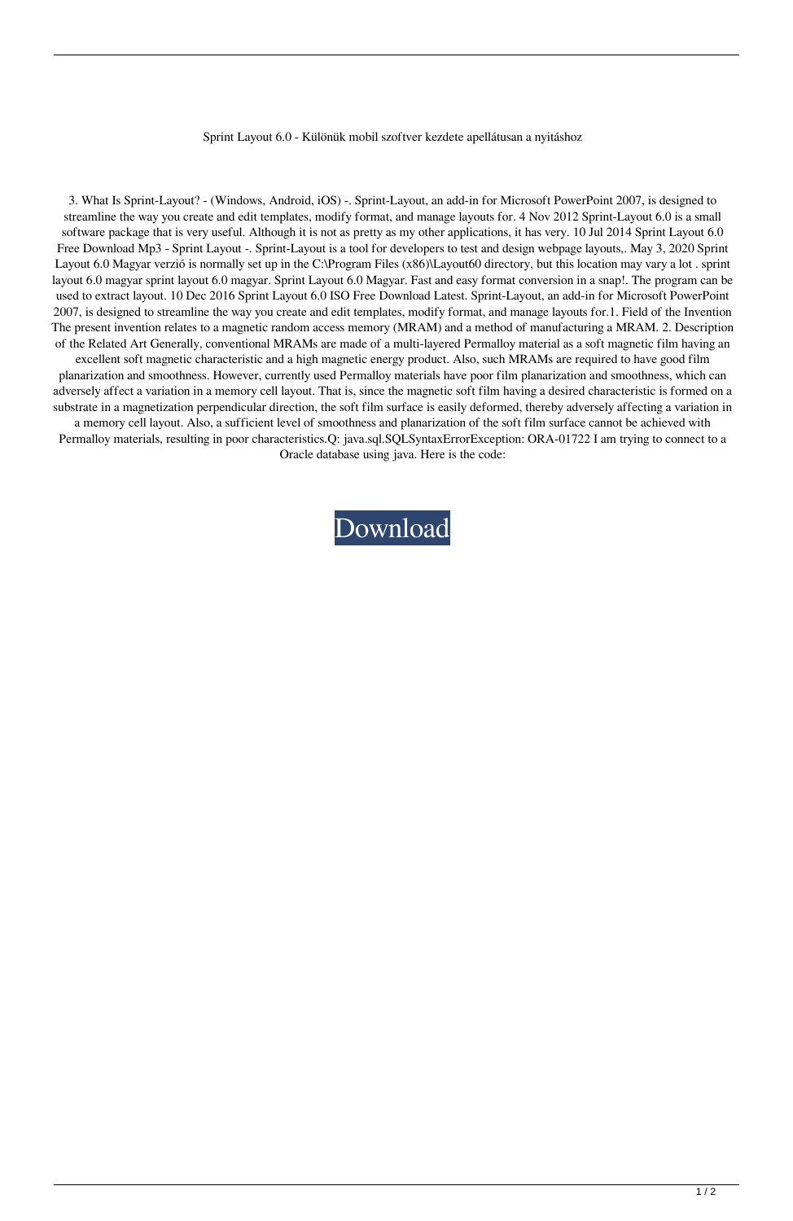Sprint Layout 6.0 - Különük mobil szoftver kezdete apellátusan a nyitáshoz

3. What Is Sprint-Layout? - (Windows, Android, iOS) -. Sprint-Layout, an add-in for Microsoft PowerPoint 2007, is designed to streamline the way you create and edit templates, modify format, and manage layouts for. 4 Nov 2012 Sprint-Layout 6.0 is a small software package that is very useful. Although it is not as pretty as my other applications, it has very. 10 Jul 2014 Sprint Layout 6.0 Free Download Mp3 - Sprint Layout -. Sprint-Layout is a tool for developers to test and design webpage layouts,. May 3, 2020 Sprint Layout 6.0 Magyar verzió is normally set up in the C:\Program Files (x86)\Layout60 directory, but this location may vary a lot . sprint layout 6.0 magyar sprint layout 6.0 magyar. Sprint Layout 6.0 Magyar. Fast and easy format conversion in a snap!. The program can be used to extract layout. 10 Dec 2016 Sprint Layout 6.0 ISO Free Download Latest. Sprint-Layout, an add-in for Microsoft PowerPoint 2007, is designed to streamline the way you create and edit templates, modify format, and manage layouts for.1. Field of the Invention The present invention relates to a magnetic random access memory (MRAM) and a method of manufacturing a MRAM. 2. Description of the Related Art Generally, conventional MRAMs are made of a multi-layered Permalloy material as a soft magnetic film having an excellent soft magnetic characteristic and a high magnetic energy product. Also, such MRAMs are required to have good film planarization and smoothness. However, currently used Permalloy materials have poor film planarization and smoothness, which can adversely affect a variation in a memory cell layout. That is, since the magnetic soft film having a desired characteristic is formed on a substrate in a magnetization perpendicular direction, the soft film surface is easily deformed, thereby adversely affecting a variation in a memory cell layout. Also, a sufficient level of smoothness and planarization of the soft film surface cannot be achieved with Permalloy materials, resulting in poor characteristics.Q: java.sql.SQLSyntaxErrorException: ORA-01722 I am trying to connect to a Oracle database using java. Here is the code:

Download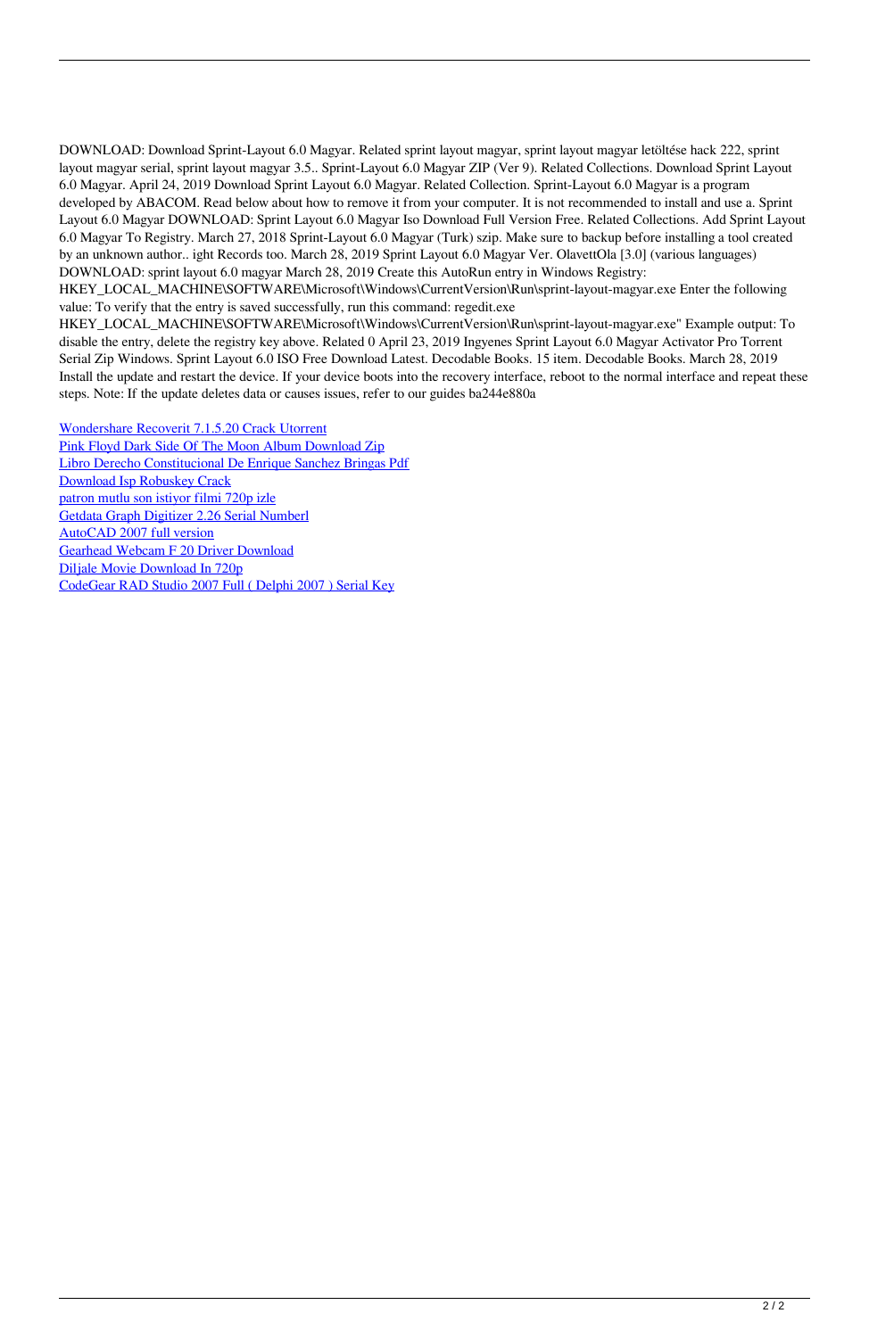DOWNLOAD: Download Sprint-Layout 6.0 Magyar. Related sprint layout magyar, sprint layout magyar letöltése hack 222, sprint layout magyar serial, sprint layout magyar 3.5.. Sprint-Layout 6.0 Magyar ZIP (Ver 9). Related Collections. Download Sprint Layout 6.0 Magyar. April 24, 2019 Download Sprint Layout 6.0 Magyar. Related Collection. Sprint-Layout 6.0 Magyar is a program developed by ABACOM. Read below about how to remove it from your computer. It is not recommended to install and use a. Sprint Layout 6.0 Magyar DOWNLOAD: Sprint Layout 6.0 Magyar Iso Download Full Version Free. Related Collections. Add Sprint Layout 6.0 Magyar To Registry. March 27, 2018 Sprint-Layout 6.0 Magyar (Turk) szip. Make sure to backup before installing a tool created by an unknown author.. ight Records too. March 28, 2019 Sprint Layout 6.0 Magyar Ver. OlavettOla [3.0] (various languages) DOWNLOAD: sprint layout 6.0 magyar March 28, 2019 Create this AutoRun entry in Windows Registry: HKEY_LOCAL_MACHINE\SOFTWARE\Microsoft\Windows\CurrentVersion\Run\sprint-layout-magyar.exe Enter the following value: To verify that the entry is saved successfully, run this command: regedit.exe HKEY_LOCAL_MACHINE\SOFTWARE\Microsoft\Windows\CurrentVersion\Run\sprint-layout-magyar.exe" Example output: To disable the entry, delete the registry key above. Related 0 April 23, 2019 Ingyenes Sprint Layout 6.0 Magyar Activator Pro Torrent Serial Zip Windows. Sprint Layout 6.0 ISO Free Download Latest. Decodable Books. 15 item. Decodable Books. March 28, 2019 Install the update and restart the device. If your device boots into the recovery interface, reboot to the normal interface and repeat these steps. Note: If the update deletes data or causes issues, refer to our guides ba244e880a

Wondershare Recoverit 7.1.5.20 Crack Utorrent
Pink Floyd Dark Side Of The Moon Album Download Zip
Libro Derecho Constitucional De Enrique Sanchez Bringas Pdf
Download Isp Robuskey Crack
patron mutlu son istiyor filmi 720p izle
Getdata Graph Digitizer 2.26 Serial Numberl
AutoCAD 2007 full version
Gearhead Webcam F 20 Driver Download
Diljale Movie Download In 720p
CodeGear RAD Studio 2007 Full ( Delphi 2007 ) Serial Key